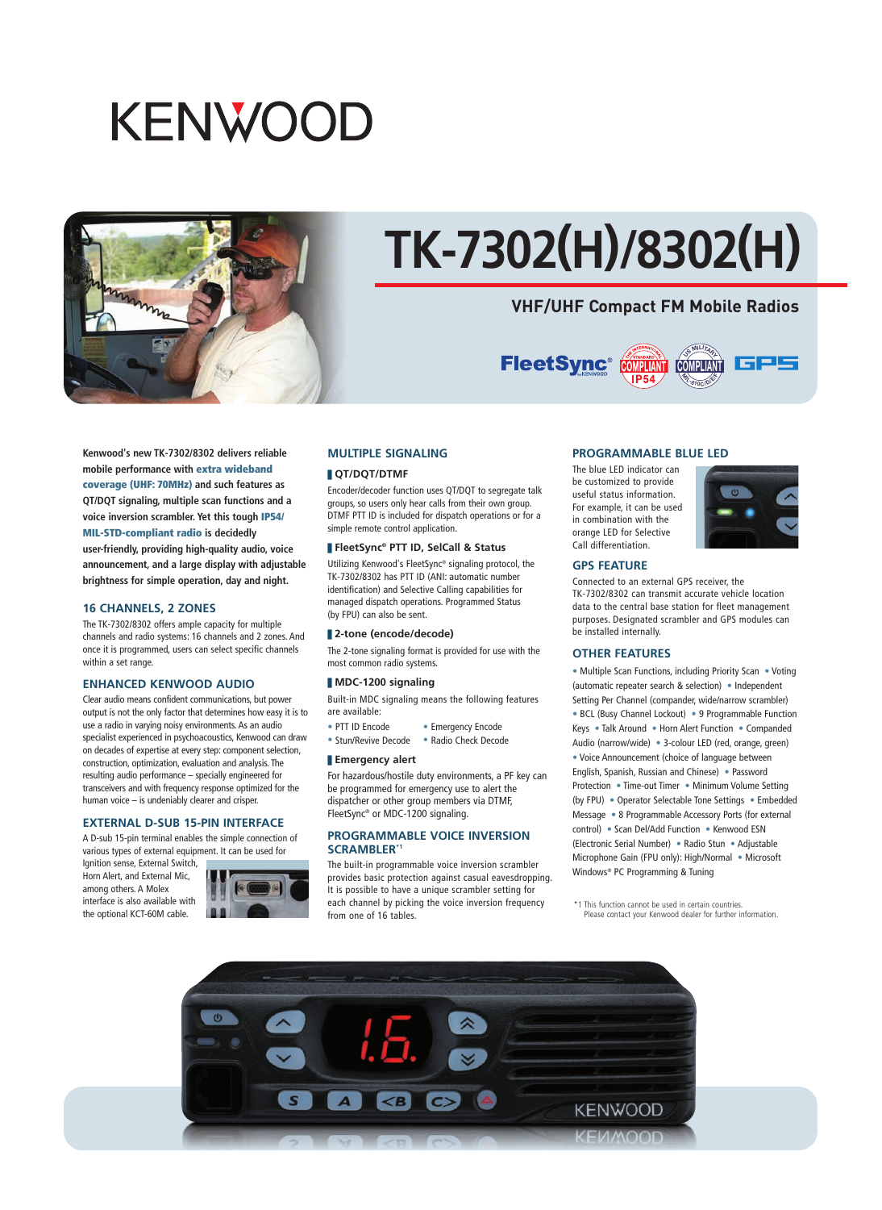# KENWOOD

# TK-7302(H)/8302(H)

## VHF/UHF Compact FM Mobile Radios

FleetSync® · COMPLIANT IP54 · COMPLIANT MIL-810C/D/E/F · GPS

**Kenwood's new TK-7302/8302 delivers reliable mobile performance with extra wideband coverage (UHF: 70MHz) and such features as QT/DQT signaling, multiple scan functions and a voice inversion scrambler. Yet this tough IP54/MIL-STD-compliant radio is decidedly user-friendly, providing high-quality audio, voice announcement, and a large display with adjustable brightness for simple operation, day and night.**

### 16 CHANNELS, 2 ZONES

The TK-7302/8302 offers ample capacity for multiple channels and radio systems: 16 channels and 2 zones. And once it is programmed, users can select specific channels within a set range.

### ENHANCED KENWOOD AUDIO

Clear audio means confident communications, but power output is not the only factor that determines how easy it is to use a radio in varying noisy environments. As an audio specialist experienced in psychoacoustics, Kenwood can draw on decades of expertise at every step: component selection, construction, optimization, evaluation and analysis. The resulting audio performance – specially engineered for transceivers and with frequency response optimized for the human voice – is undeniably clearer and crisper.

### EXTERNAL D-SUB 15-PIN INTERFACE

A D-sub 15-pin terminal enables the simple connection of various types of external equipment. It can be used for Ignition sense, External Switch, Horn Alert, and External Mic, among others. A Molex interface is also available with the optional KCT-60M cable.

### MULTIPLE SIGNALING

#### QT/DQT/DTMF

Encoder/decoder function uses QT/DQT to segregate talk groups, so users only hear calls from their own group. DTMF PTT ID is included for dispatch operations or for a simple remote control application.

#### FleetSync® PTT ID, SelCall & Status

Utilizing Kenwood's FleetSync® signaling protocol, the TK-7302/8302 has PTT ID (ANI: automatic number identification) and Selective Calling capabilities for managed dispatch operations. Programmed Status (by FPU) can also be sent.

#### 2-tone (encode/decode)

The 2-tone signaling format is provided for use with the most common radio systems.

#### MDC-1200 signaling

Built-in MDC signaling means the following features are available:

- PTT ID Encode
- Emergency Encode
- Stun/Revive Decode
- Radio Check Decode

#### Emergency alert

For hazardous/hostile duty environments, a PF key can be programmed for emergency use to alert the dispatcher or other group members via DTMF, FleetSync® or MDC-1200 signaling.

### PROGRAMMABLE VOICE INVERSION SCRAMBLER[*1]

The built-in programmable voice inversion scrambler provides basic protection against casual eavesdropping. It is possible to have a unique scrambler setting for each channel by picking the voice inversion frequency from one of 16 tables.

### PROGRAMMABLE BLUE LED

The blue LED indicator can be customized to provide useful status information. For example, it can be used in combination with the orange LED for Selective Call differentiation.

### GPS FEATURE

Connected to an external GPS receiver, the TK-7302/8302 can transmit accurate vehicle location data to the central base station for fleet management purposes. Designated scrambler and GPS modules can be installed internally.

### OTHER FEATURES

- Multiple Scan Functions, including Priority Scan
- Voting (automatic repeater search & selection)
- Independent Setting Per Channel (compander, wide/narrow scrambler)
- BCL (Busy Channel Lockout)
- 9 Programmable Function Keys
- Talk Around
- Horn Alert Function
- Companded Audio (narrow/wide)
- 3-colour LED (red, orange, green)
- Voice Announcement (choice of language between English, Spanish, Russian and Chinese)
- Password Protection
- Time-out Timer
- Minimum Volume Setting (by FPU)
- Operator Selectable Tone Settings
- Embedded Message
- 8 Programmable Accessory Ports (for external control)
- Scan Del/Add Function
- Kenwood ESN (Electronic Serial Number)
- Radio Stun
- Adjustable Microphone Gain (FPU only): High/Normal
- Microsoft Windows® PC Programming & Tuning

*1 This function cannot be used in certain countries. Please contact your Kenwood dealer for further information.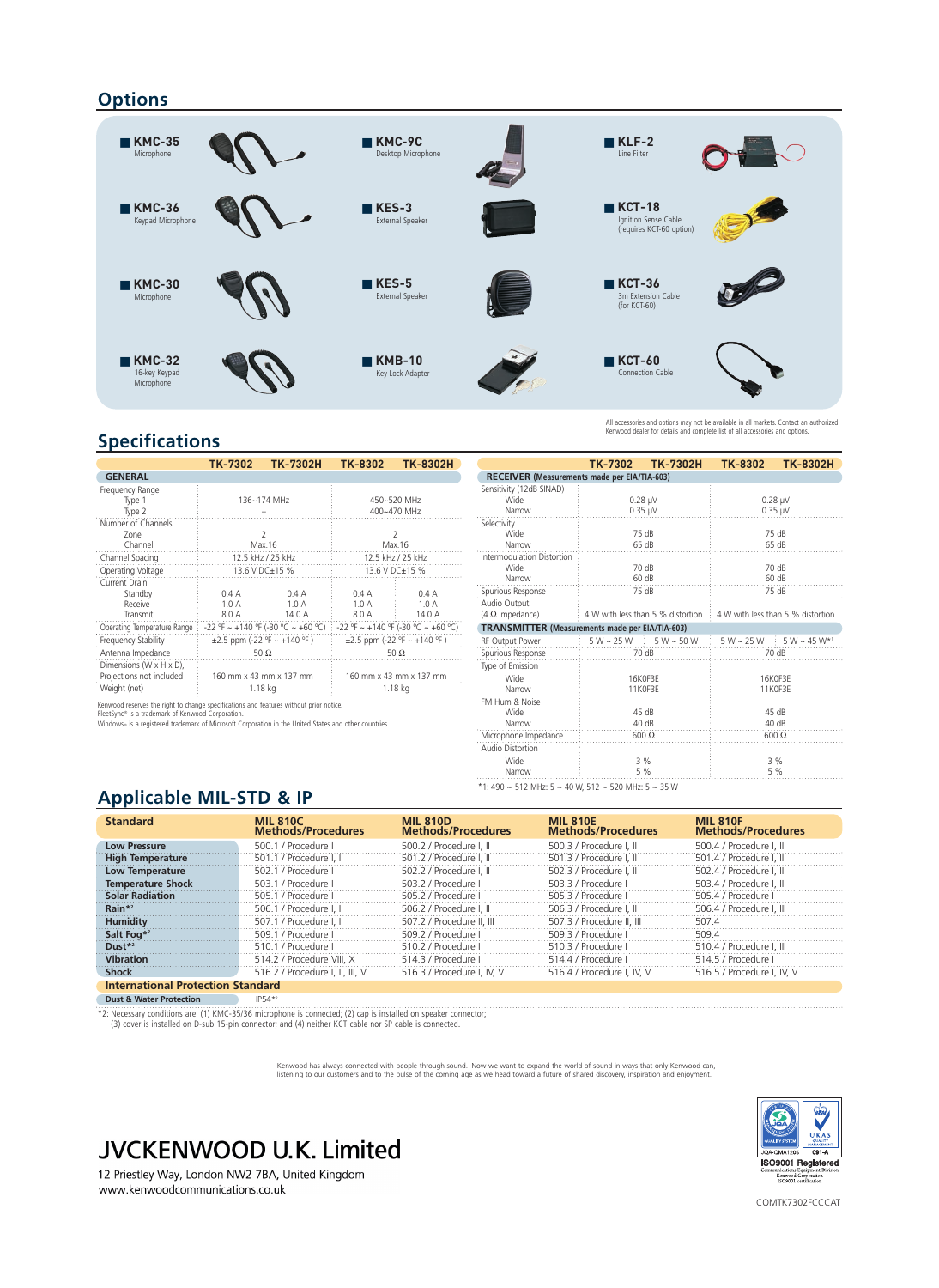## Options

- **KMC-35** Microphone
- **KMC-36** Keypad Microphone
- **KMC-30** Microphone
- **KMC-32** 16-key Keypad Microphone
- **KMC-9C** Desktop Microphone
- **KES-3** External Speaker
- **KES-5** External Speaker
- **KMB-10** Key Lock Adapter
- **KLF-2** Line Filter
- **KCT-18** Ignition Sense Cable (requires KCT-60 option)
- **KCT-36** 3m Extension Cable (for KCT-60)
- **KCT-60** Connection Cable

All accessories and options may not be available in all markets. Contact an authorized Kenwood dealer for details and complete list of all accessories and options.

## Specifications

| | TK-7302 | TK-7302H | TK-8302 | TK-8302H |
|---|---|---|---|---|
| **GENERAL** | | | | |
| Frequency Range Type 1 | 136~174 MHz | | 450~520 MHz | |
| Frequency Range Type 2 | – | | 400~470 MHz | |
| Number of Channels Zone | 2 | | 2 | |
| Number of Channels Channel | Max.16 | | Max.16 | |
| Channel Spacing | 12.5 kHz / 25 kHz | | 12.5 kHz / 25 kHz | |
| Operating Voltage | 13.6 V DC±15 % | | 13.6 V DC±15 % | |
| Current Drain Standby | 0.4 A | 0.4 A | 0.4 A | 0.4 A |
| Current Drain Receive | 1.0 A | 1.0 A | 1.0 A | 1.0 A |
| Current Drain Transmit | 8.0 A | 14.0 A | 8.0 A | 14.0 A |
| Operating Temperature Range | -22 °F ~ +140 °F (-30 °C ~ +60 °C) | | -22 °F ~ +140 °F (-30 °C ~ +60 °C) | |
| Frequency Stability | ±2.5 ppm (-22 °F ~ +140 °F ) | | ±2.5 ppm (-22 °F ~ +140 °F ) | |
| Antenna Impedance | 50 Ω | | 50 Ω | |
| Dimensions (W x H x D), Projections not included | 160 mm x 43 mm x 137 mm | | 160 mm x 43 mm x 137 mm | |
| Weight (net) | 1.18 kg | | 1.18 kg | |

Kenwood reserves the right to change specifications and features without prior notice.
FleetSync® is a trademark of Kenwood Corporation.
Windows® is a registered trademark of Microsoft Corporation in the United States and other countries.

| | TK-7302 | TK-7302H | TK-8302 | TK-8302H |
|---|---|---|---|---|
| **RECEIVER (Measurements made per EIA/TIA-603)** | | | | |
| Sensitivity (12dB SINAD) Wide | 0.28 µV | | 0.28 µV | |
| Sensitivity (12dB SINAD) Narrow | 0.35 µV | | 0.35 µV | |
| Selectivity Wide | 75 dB | | 75 dB | |
| Selectivity Narrow | 65 dB | | 65 dB | |
| Intermodulation Distortion Wide | 70 dB | | 70 dB | |
| Intermodulation Distortion Narrow | 60 dB | | 60 dB | |
| Spurious Response | 75 dB | | 75 dB | |
| Audio Output (4 Ω impedance) | 4 W with less than 5 % distortion | | 4 W with less than 5 % distortion | |
| **TRANSMITTER (Measurements made per EIA/TIA-603)** | | | | |
| RF Output Power | 5 W ~ 25 W | 5 W ~ 50 W | 5 W ~ 25 W | 5 W ~ 45 W*1 |
| Spurious Response | 70 dB | | 70 dB | |
| Type of Emission Wide | 16K0F3E | | 16K0F3E | |
| Type of Emission Narrow | 11K0F3E | | 11K0F3E | |
| FM Hum & Noise Wide | 45 dB | | 45 dB | |
| FM Hum & Noise Narrow | 40 dB | | 40 dB | |
| Microphone Impedance | 600 Ω | | 600 Ω | |
| Audio Distortion Wide | 3 % | | 3 % | |
| Audio Distortion Narrow | 5 % | | 5 % | |

*1: 490 ~ 512 MHz: 5 ~ 40 W, 512 ~ 520 MHz: 5 ~ 35 W

## Applicable MIL-STD & IP

| Standard | MIL 810C Methods/Procedures | MIL 810D Methods/Procedures | MIL 810E Methods/Procedures | MIL 810F Methods/Procedures |
|---|---|---|---|---|
| **Low Pressure** | 500.1 / Procedure I | 500.2 / Procedure I, II | 500.3 / Procedure I, II | 500.4 / Procedure I, II |
| **High Temperature** | 501.1 / Procedure I, II | 501.2 / Procedure I, II | 501.3 / Procedure I, II | 501.4 / Procedure I, II |
| **Low Temperature** | 502.1 / Procedure I | 502.2 / Procedure I, II | 502.3 / Procedure I, II | 502.4 / Procedure I, II |
| **Temperature Shock** | 503.1 / Procedure I | 503.2 / Procedure I | 503.3 / Procedure I | 503.4 / Procedure I, II |
| **Solar Radiation** | 505.1 / Procedure I | 505.2 / Procedure I | 505.3 / Procedure I | 505.4 / Procedure I |
| **Rain***2 | 506.1 / Procedure I, II | 506.2 / Procedure I, II | 506.3 / Procedure I, II | 506.4 / Procedure I, III |
| **Humidity** | 507.1 / Procedure I, II | 507.2 / Procedure II, III | 507.3 / Procedure II, III | 507.4 |
| **Salt Fog***2 | 509.1 / Procedure I | 509.2 / Procedure I | 509.3 / Procedure I | 509.4 |
| **Dust***2 | 510.1 / Procedure I | 510.2 / Procedure I | 510.3 / Procedure I | 510.4 / Procedure I, III |
| **Vibration** | 514.2 / Procedure VIII, X | 514.3 / Procedure I | 514.4 / Procedure I | 514.5 / Procedure I |
| **Shock** | 516.2 / Procedure I, II, III, V | 516.3 / Procedure I, IV, V | 516.4 / Procedure I, IV, V | 516.5 / Procedure I, IV, V |
| **International Protection Standard** | | | | |
| **Dust & Water Protection** | IP54*2 | | | |

*2: Necessary conditions are: (1) KMC-35/36 microphone is connected; (2) cap is installed on speaker connector; (3) cover is installed on D-sub 15-pin connector; and (4) neither KCT cable nor SP cable is connected.

Kenwood has always connected with people through sound. Now we want to expand the world of sound in ways that only Kenwood can, listening to our customers and to the pulse of the coming age as we head toward a future of shared discovery, inspiration and enjoyment.

# JVCKENWOOD U.K. Limited

12 Priestley Way, London NW2 7BA, United Kingdom
www.kenwoodcommunications.co.uk

JQA-QMA1205 | 001-A
ISO9001 Registered
Communications Equipment Division
Kenwood Corporation
ISO9001 certification

COMTK7302FCCCAT